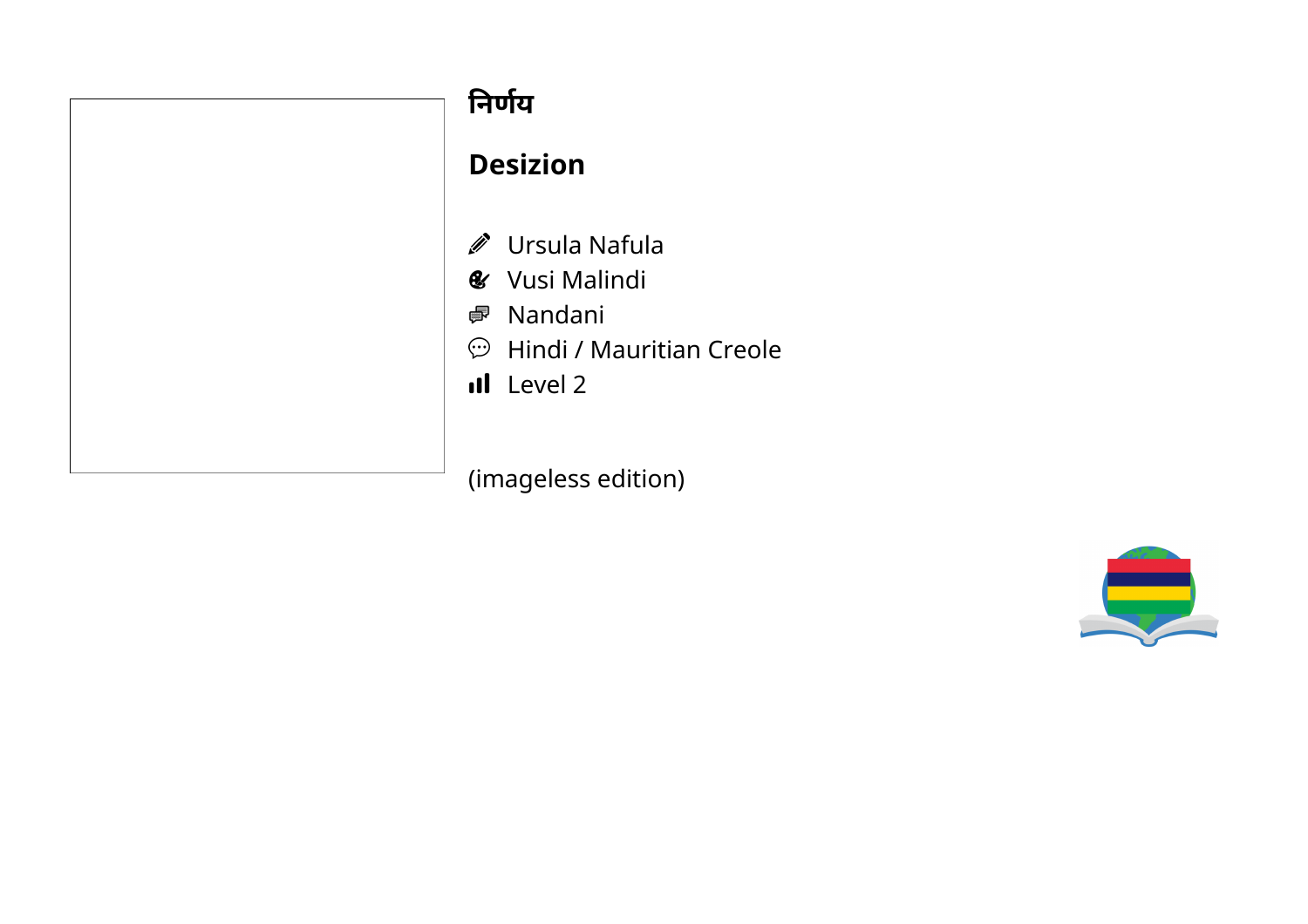# निर्णय

## Desizion

- ✎ Ursula Nafula
- Vusi Malindi
- Nandani
- Hindi / Mauritian Creole
- Level 2

(imageless edition)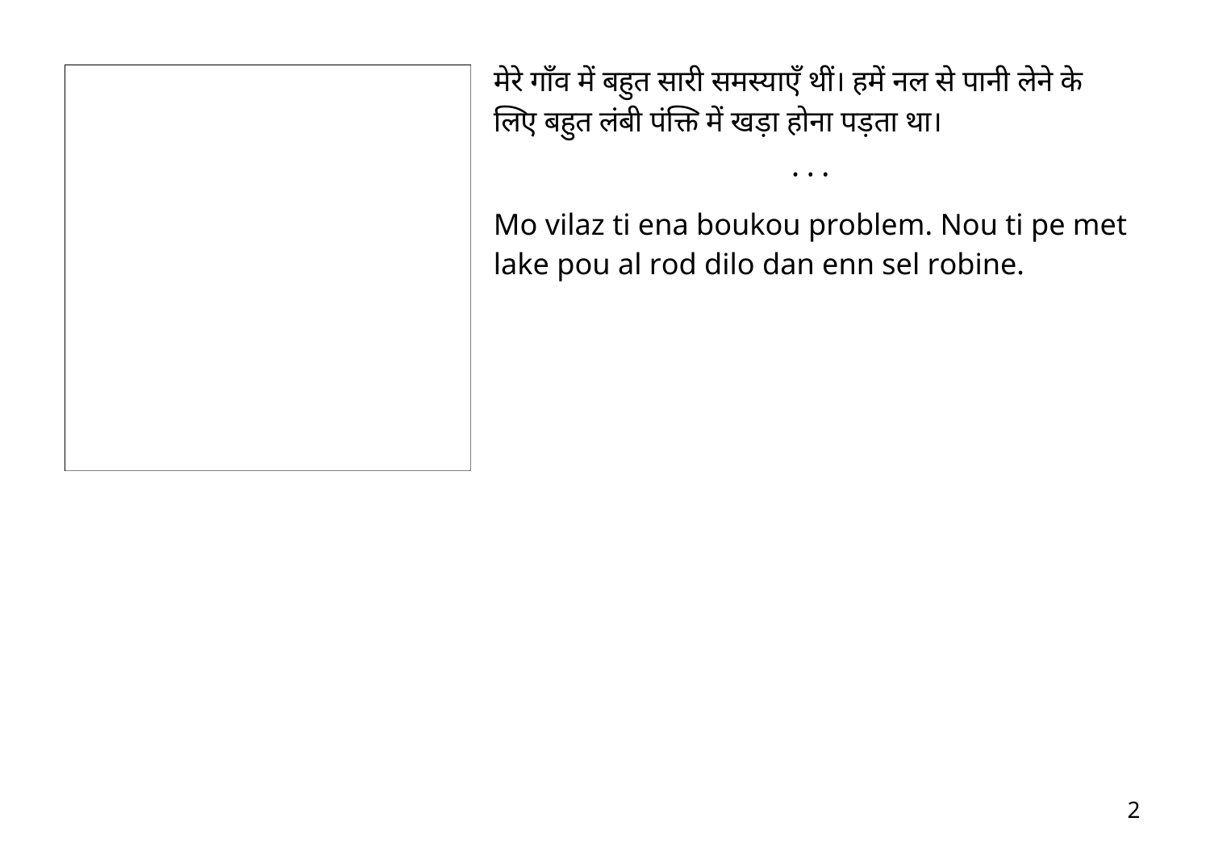मेरे गाँव में बहुत सारी समस्याएँ थीं। हमें नल से पानी लेने के लिए बहुत लंबी पंक्ति में खड़ा होना पड़ता था।

. . .

Mo vilaz ti ena boukou problem. Nou ti pe met lake pou al rod dilo dan enn sel robine.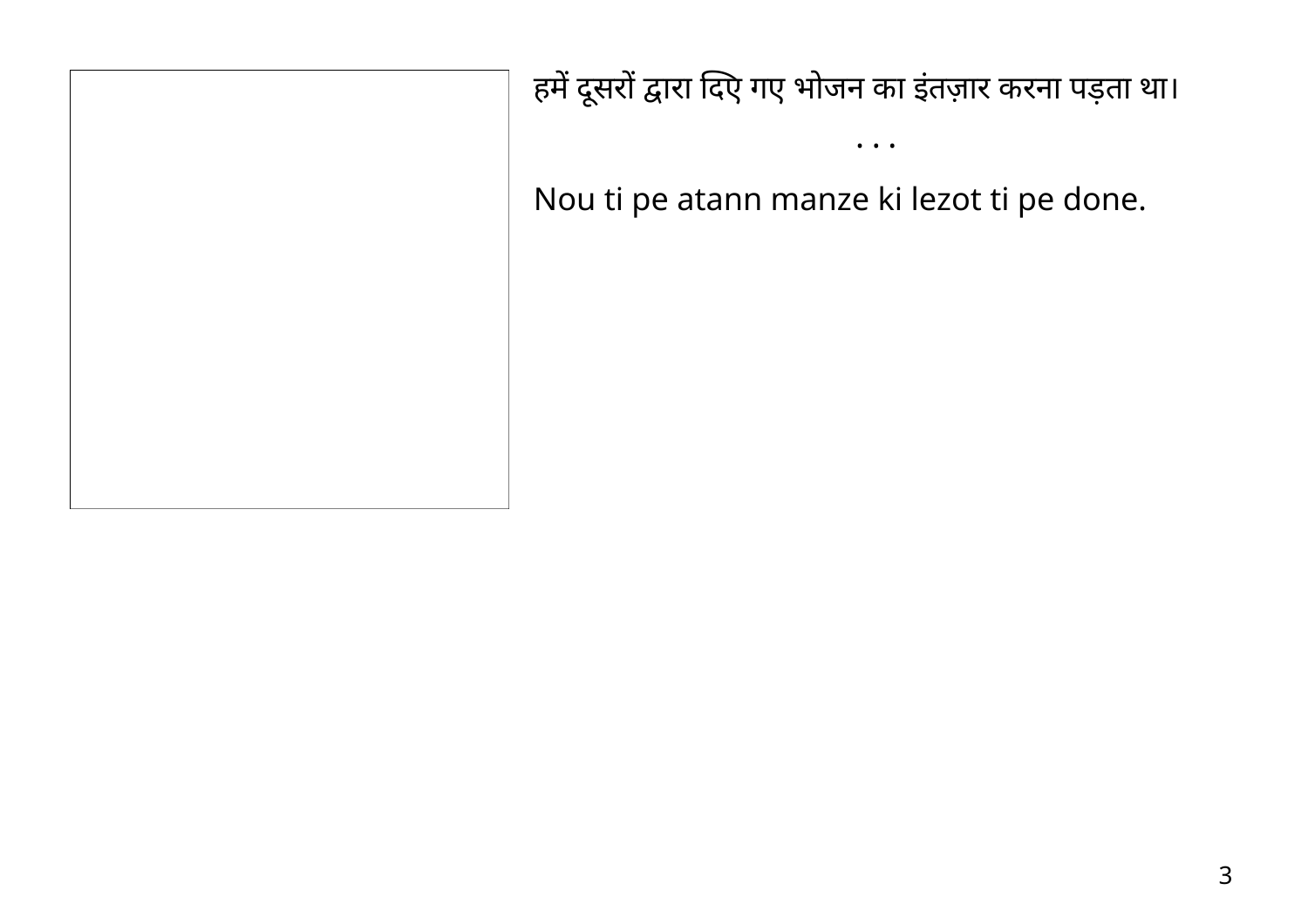हमें दूसरों द्वारा दिए गए भोजन का इंतज़ार करना पड़ता था।

. . .

Nou ti pe atann manze ki lezot ti pe done.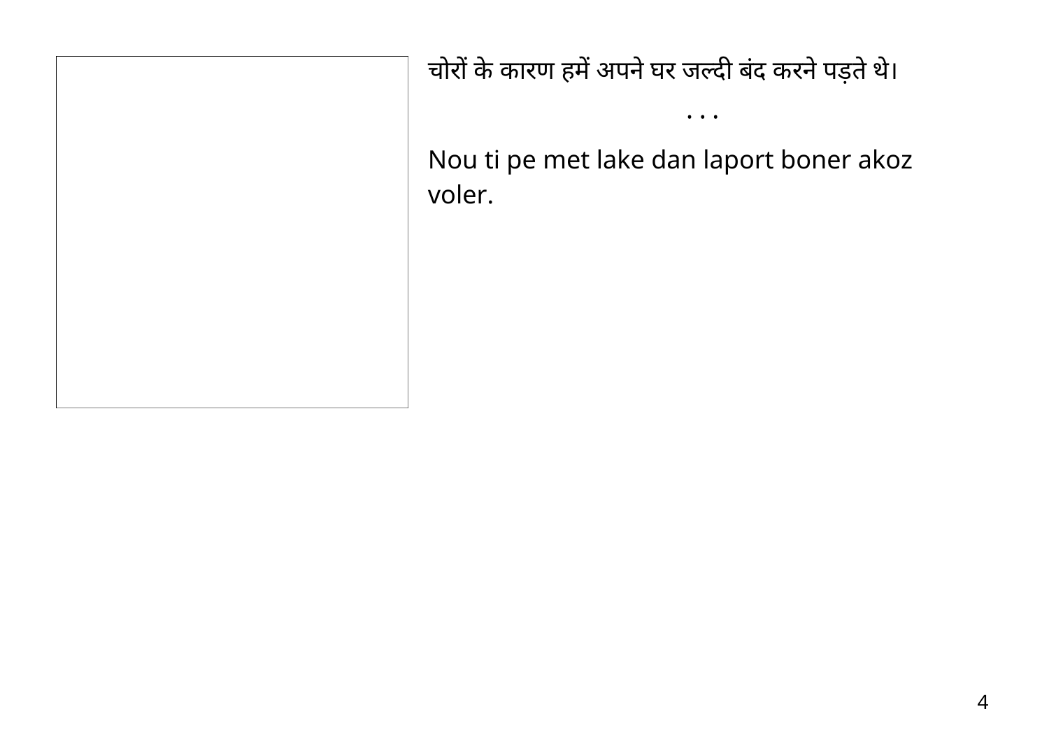चोरों के कारण हमें अपने घर जल्दी बंद करने पड़ते थे।

. . .

Nou ti pe met lake dan laport boner akoz voler.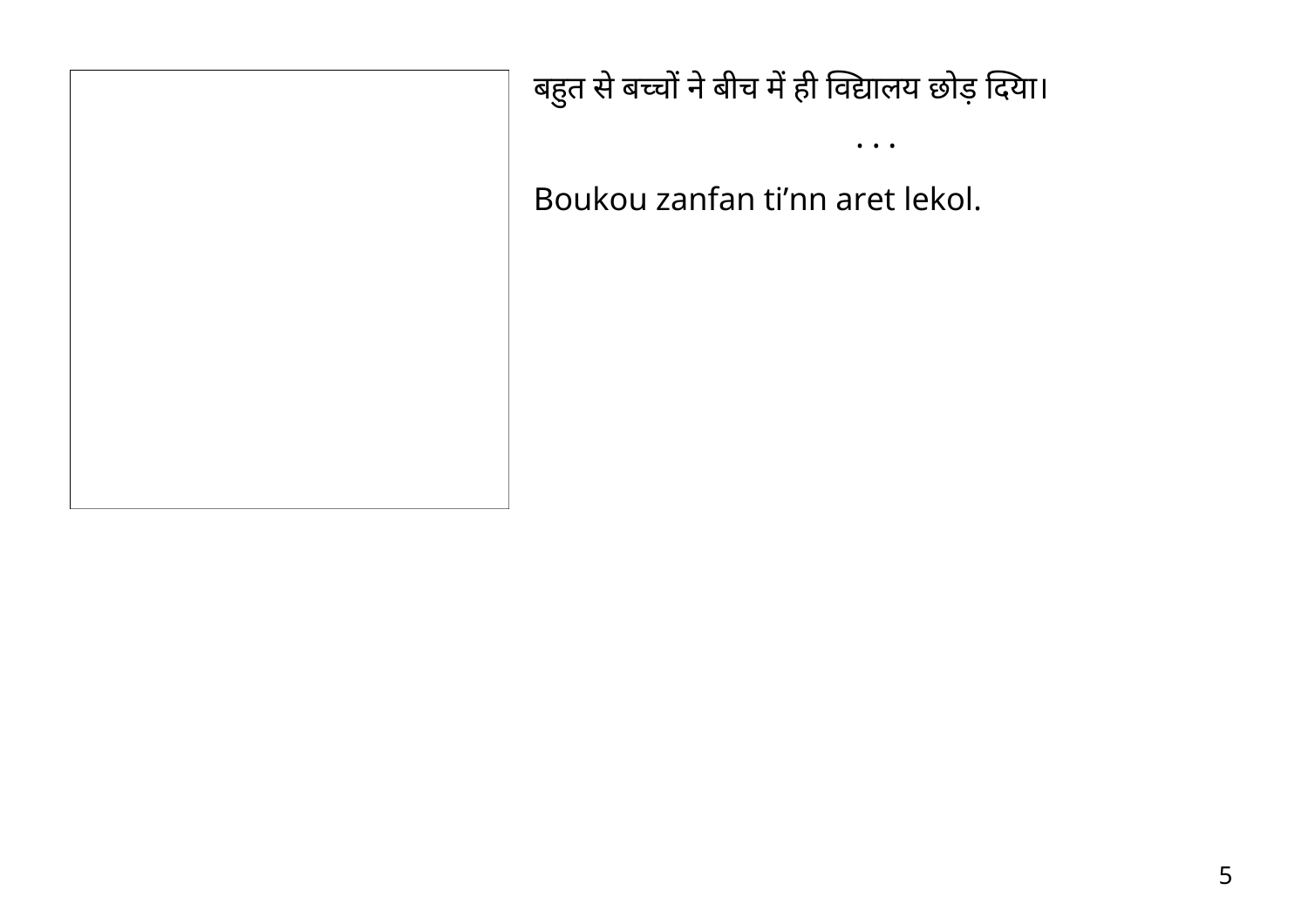बहुत से बच्चों ने बीच में ही विद्यालय छोड़ दिया।

. . .

Boukou zanfan ti’nn aret lekol.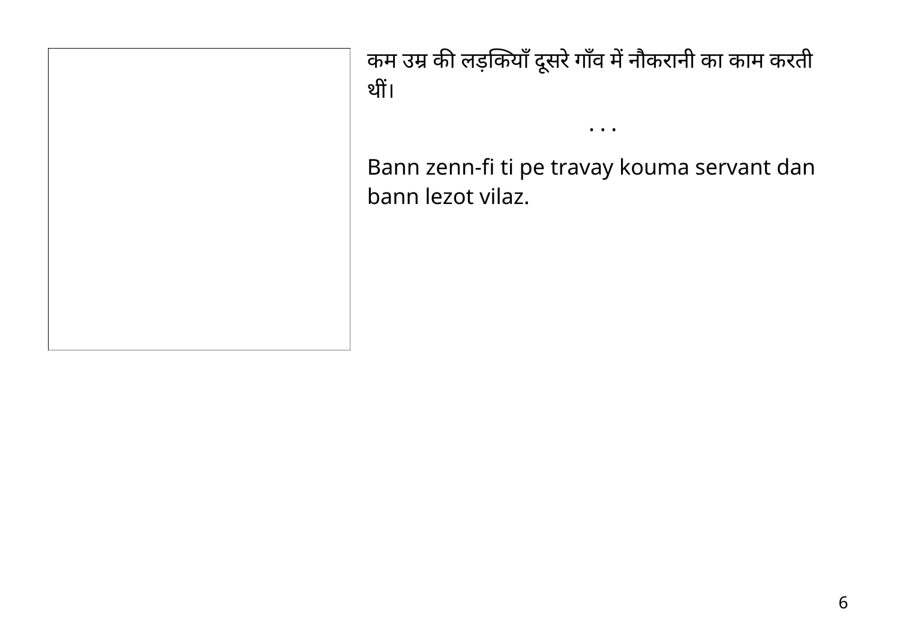कम उम्र की लड़कियाँ दूसरे गाँव में नौकरानी का काम करती थीं।

. . .

Bann zenn-fi ti pe travay kouma servant dan bann lezot vilaz.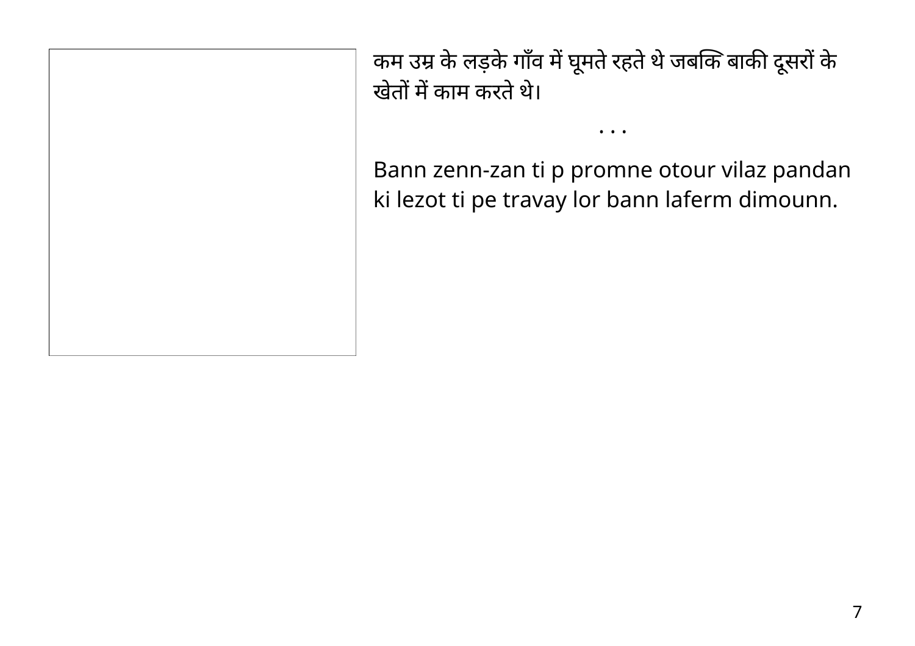कम उम्र के लड़के गाँव में घूमते रहते थे जबकि बाकी दूसरों के खेतों में काम करते थे।

. . .

Bann zenn-zan ti p promne otour vilaz pandan ki lezot ti pe travay lor bann laferm dimounn.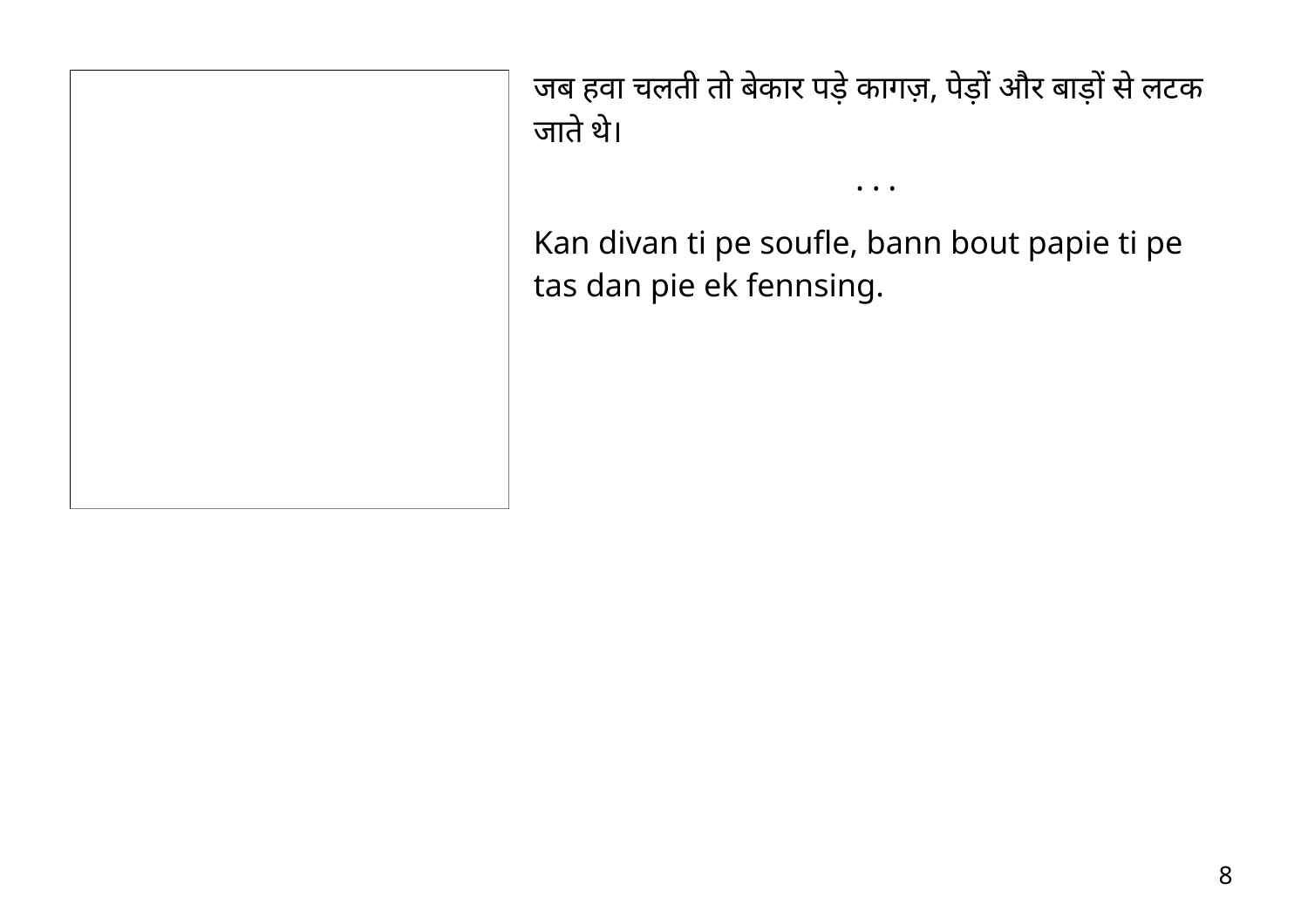जब हवा चलती तो बेकार पड़े कागज़, पेड़ों और बाड़ों से लटक जाते थे।

. . .

Kan divan ti pe soufle, bann bout papie ti pe tas dan pie ek fennsing.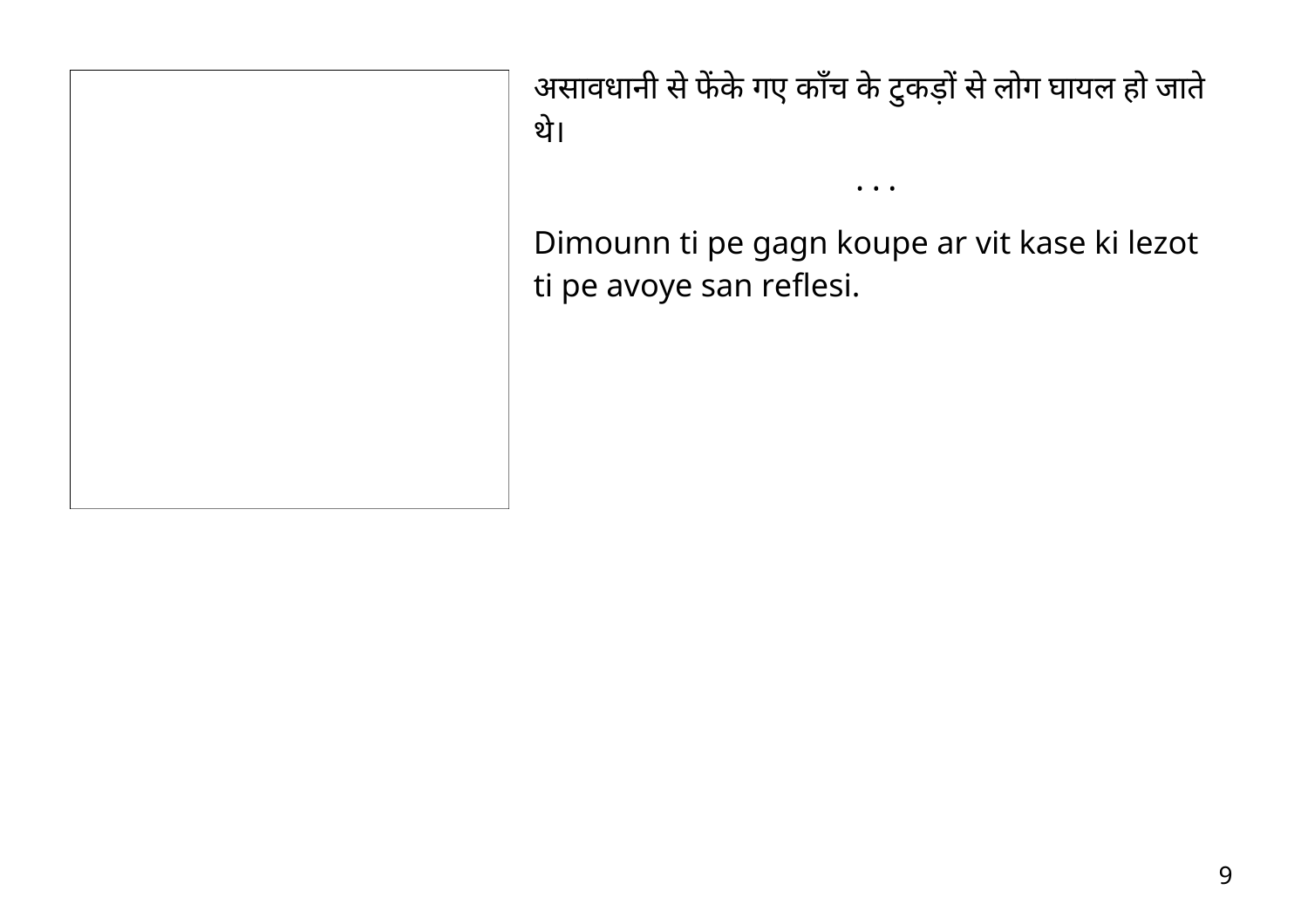असावधानी से फेंके गए काँच के टुकड़ों से लोग घायल हो जाते थे।

. . .

Dimounn ti pe gagn koupe ar vit kase ki lezot ti pe avoye san reflesi.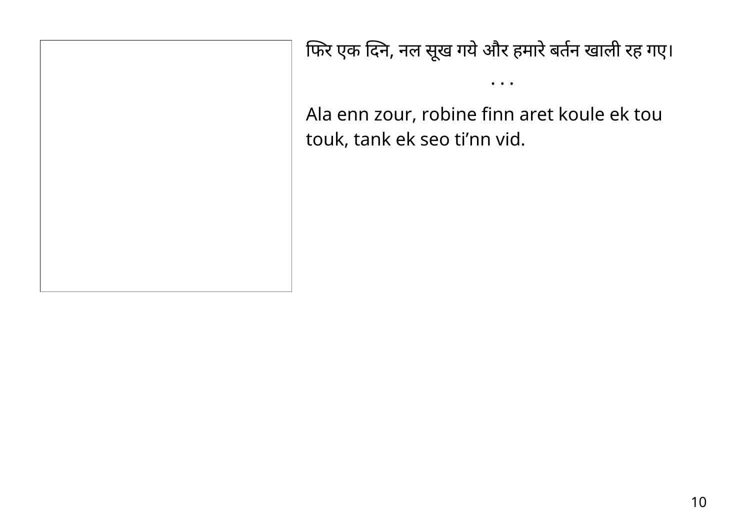फिर एक दिन, नल सूख गये और हमारे बर्तन खाली रह गए।

. . .

Ala enn zour, robine finn aret koule ek tou touk, tank ek seo ti'nn vid.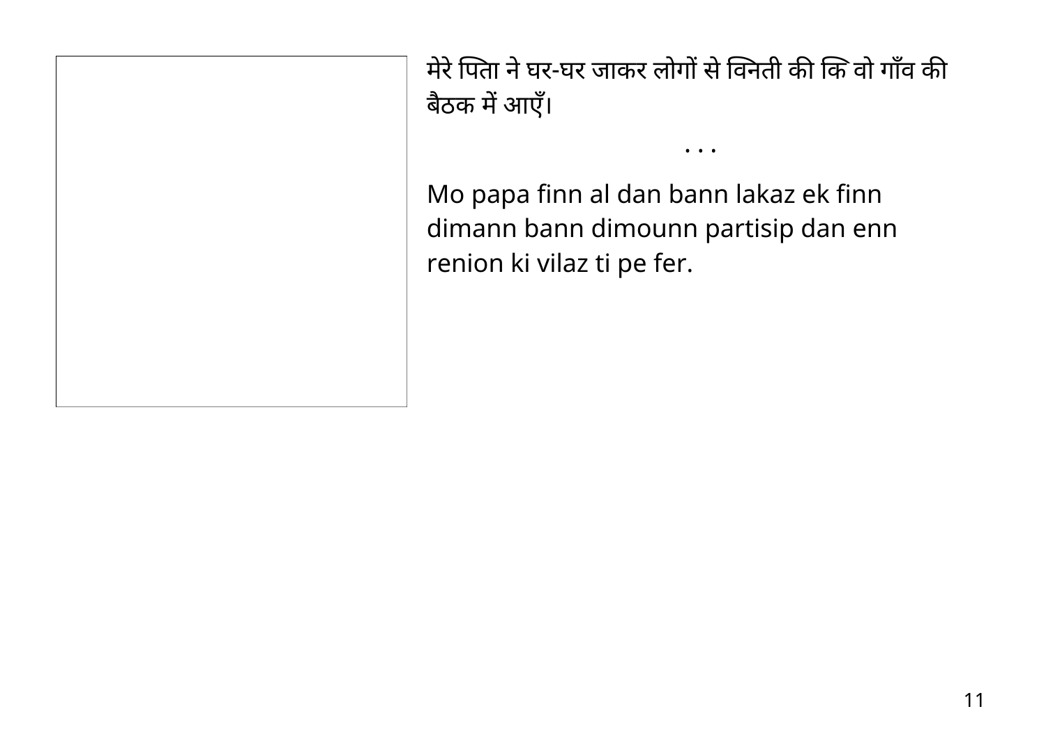मेरे पिता ने घर-घर जाकर लोगों से विनती की कि वो गाँव की बैठक में आएँ।

. . .

Mo papa finn al dan bann lakaz ek finn dimann bann dimounn partisip dan enn renion ki vilaz ti pe fer.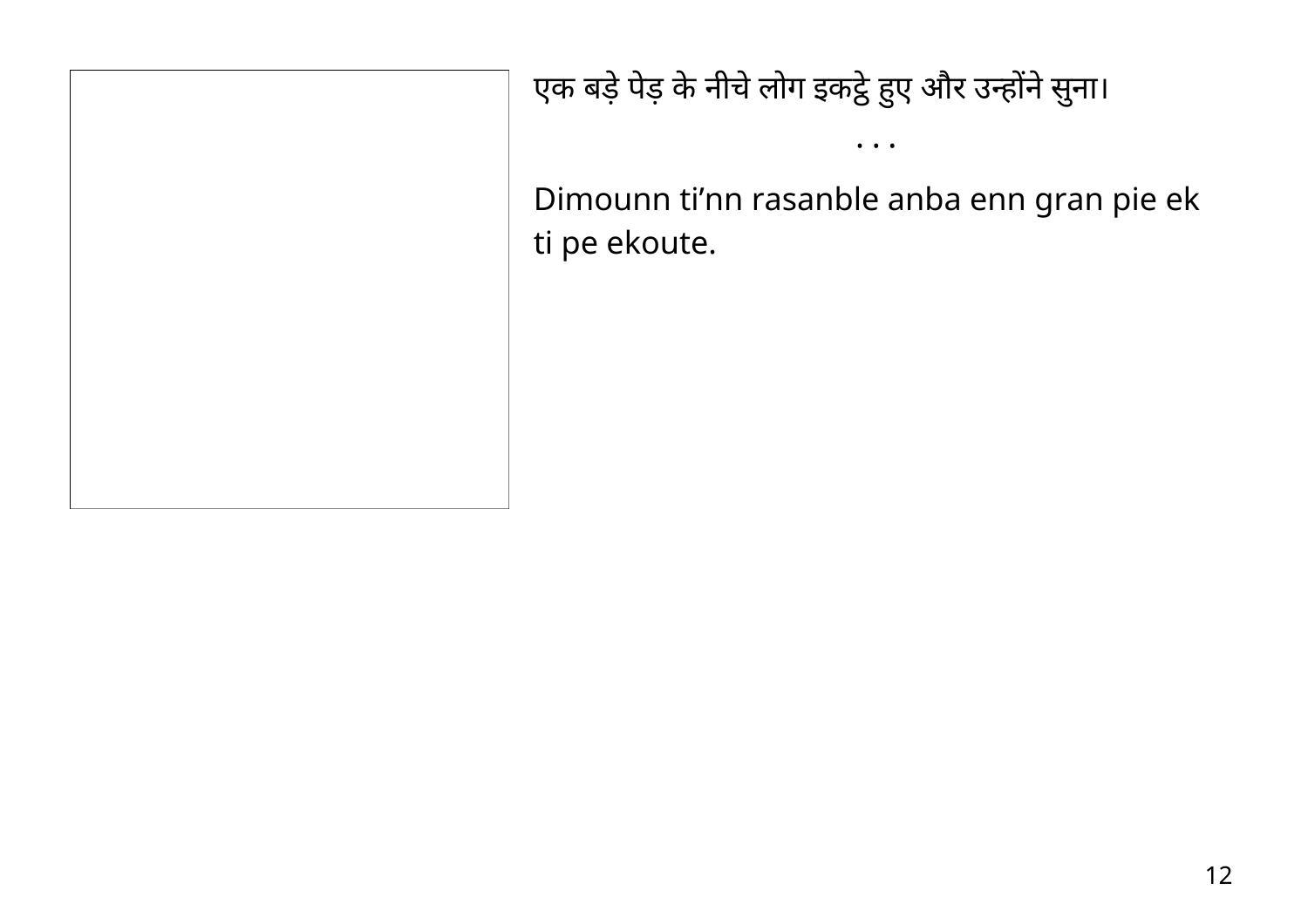एक बड़े पेड़ के नीचे लोग इकट्ठे हुए और उन्होंने सुना।

. . .

Dimounn ti’nn rasanble anba enn gran pie ek ti pe ekoute.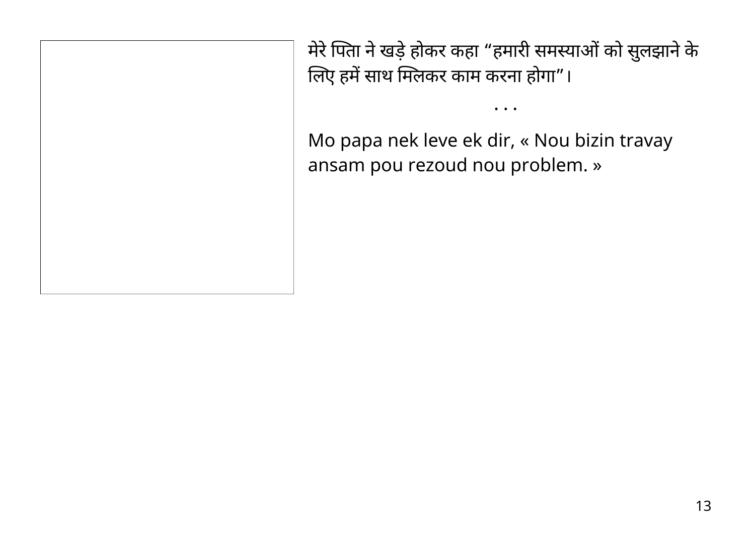मेरे पिता ने खड़े होकर कहा “हमारी समस्याओं को सुलझाने के लिए हमें साथ मिलकर काम करना होगा”।

. . .

Mo papa nek leve ek dir, « Nou bizin travay ansam pou rezoud nou problem. »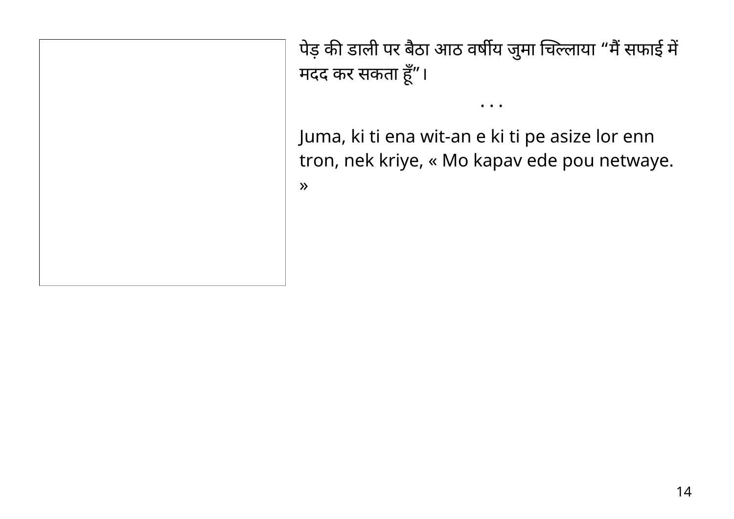पेड़ की डाली पर बैठा आठ वर्षीय जुमा चिल्लाया “मैं सफाई में मदद कर सकता हूँ”।

· · ·

Juma, ki ti ena wit-an e ki ti pe asize lor enn tron, nek kriye, « Mo kapav ede pou netwaye. »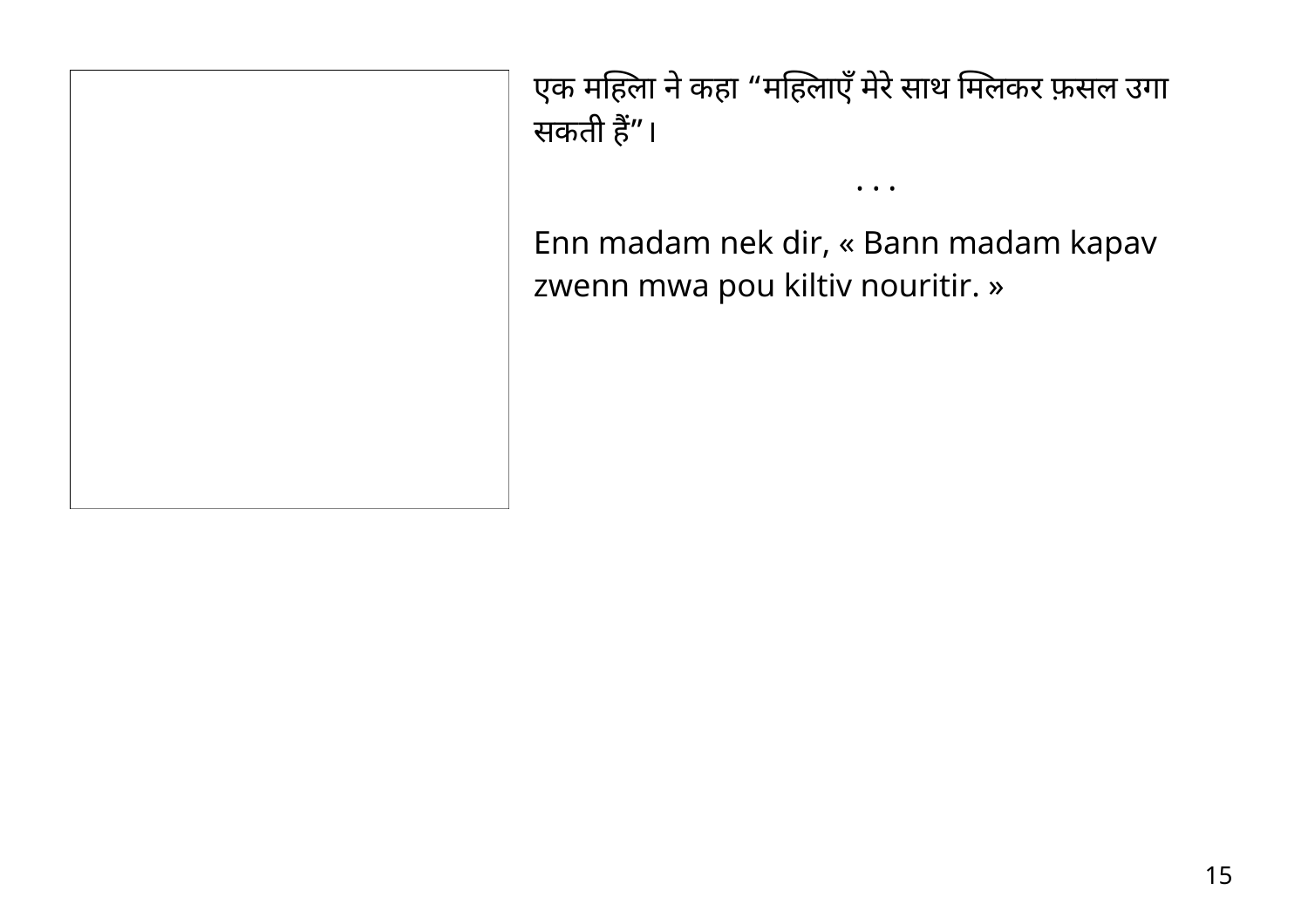एक महिला ने कहा “महिलाएँ मेरे साथ मिलकर फ़सल उगा सकती हैं”।

...

Enn madam nek dir, « Bann madam kapav zwenn mwa pou kiltiv nouritir. »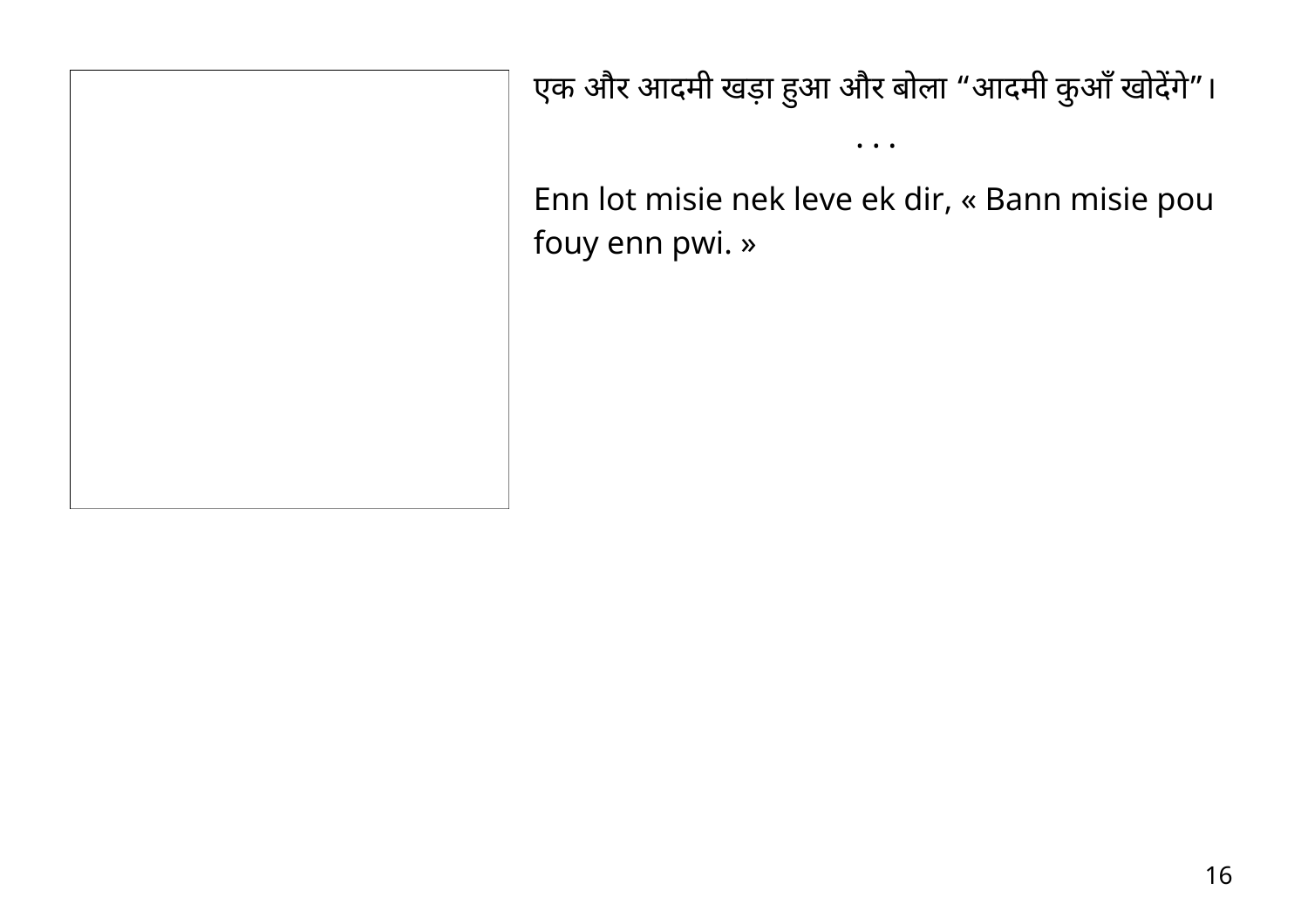एक और आदमी खड़ा हुआ और बोला “आदमी कुआँ खोदेंगे”।

. . .

Enn lot misie nek leve ek dir, « Bann misie pou fouy enn pwi. »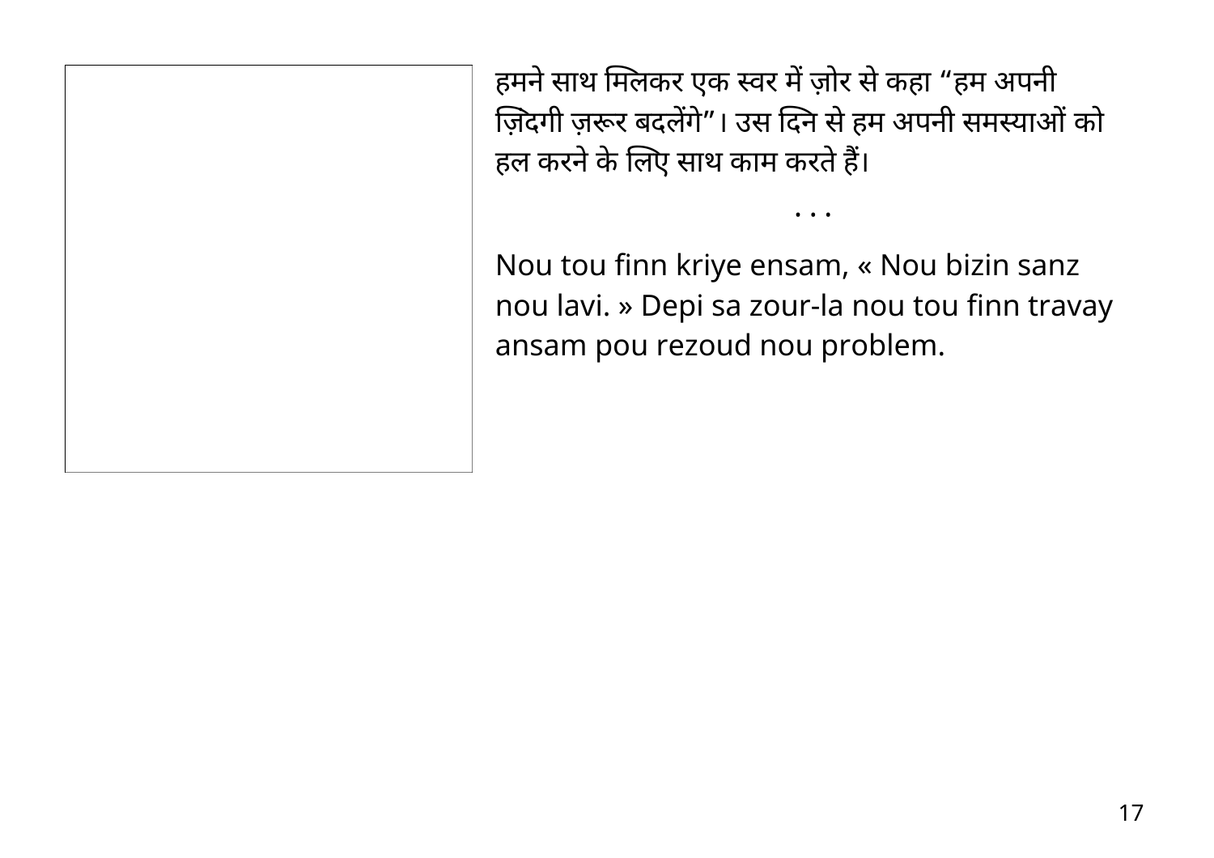हमने साथ मिलकर एक स्वर में ज़ोर से कहा “हम अपनी ज़िंदगी ज़रूर बदलेंगे”। उस दिन से हम अपनी समस्याओं को हल करने के लिए साथ काम करते हैं।

. . .

Nou tou finn kriye ensam, « Nou bizin sanz nou lavi. » Depi sa zour-la nou tou finn travay ansam pou rezoud nou problem.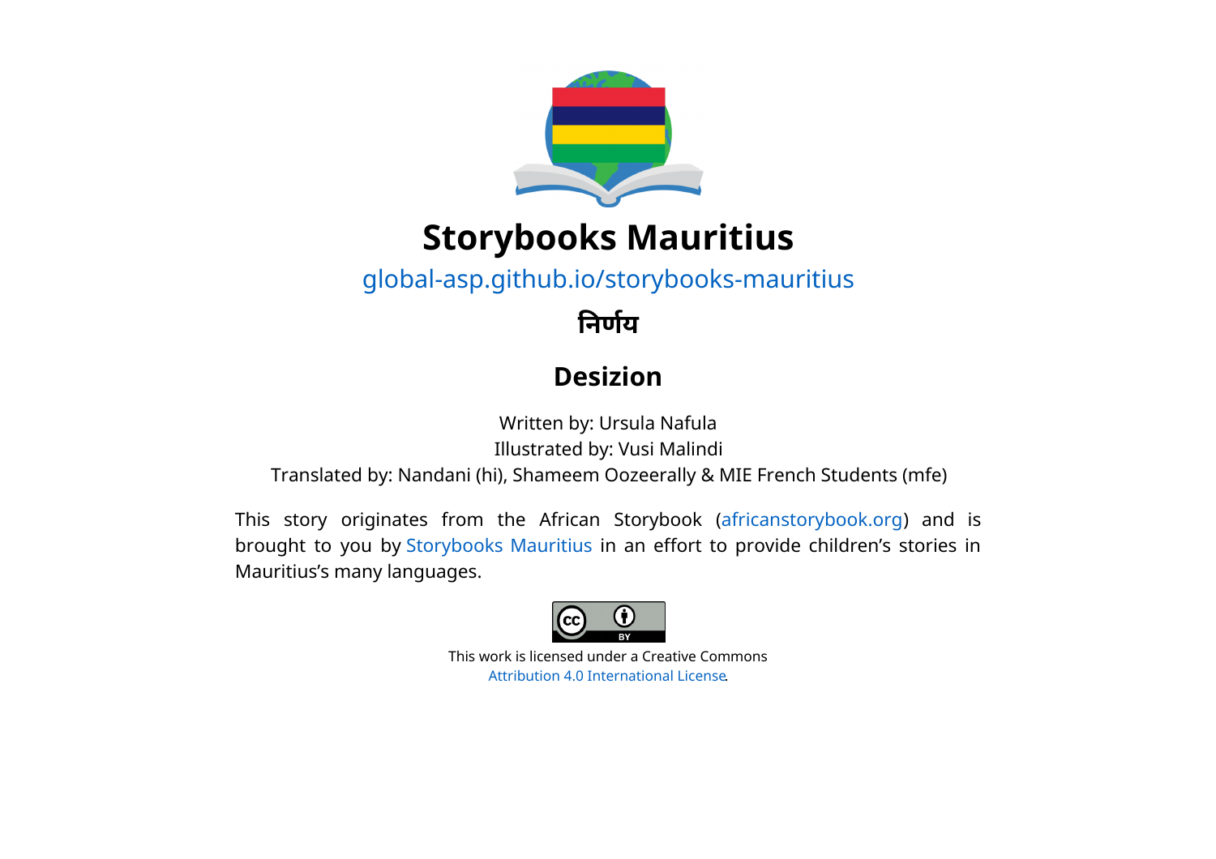# Storybooks Mauritius

global-asp.github.io/storybooks-mauritius

## निर्णय

## Desizion

Written by: Ursula Nafula
Illustrated by: Vusi Malindi
Translated by: Nandani (hi), Shameem Oozeerally & MIE French Students (mfe)

This story originates from the African Storybook (africanstorybook.org) and is brought to you by Storybooks Mauritius in an effort to provide children's stories in Mauritius's many languages.

This work is licensed under a Creative Commons Attribution 4.0 International License.